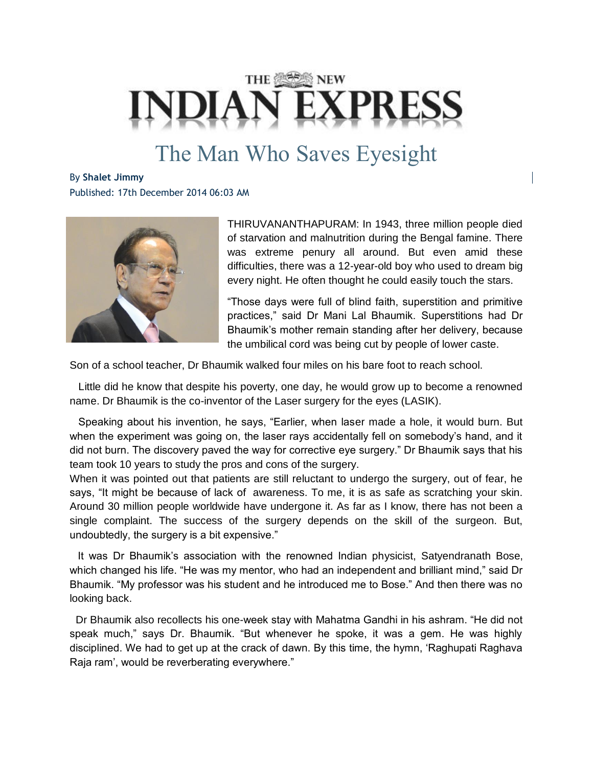THE NEW INDIAN EXPRESS

# The Man Who Saves Eyesight

By **Shalet Jimmy**
Published: 17th December 2014 06:03 AM

THIRUVANANTHAPURAM: In 1943, three million people died of starvation and malnutrition during the Bengal famine. There was extreme penury all around. But even amid these difficulties, there was a 12-year-old boy who used to dream big every night. He often thought he could easily touch the stars.

"Those days were full of blind faith, superstition and primitive practices," said Dr Mani Lal Bhaumik. Superstitions had Dr Bhaumik's mother remain standing after her delivery, because the umbilical cord was being cut by people of lower caste.

Son of a school teacher, Dr Bhaumik walked four miles on his bare foot to reach school.

Little did he know that despite his poverty, one day, he would grow up to become a renowned name. Dr Bhaumik is the co-inventor of the Laser surgery for the eyes (LASIK).

Speaking about his invention, he says, "Earlier, when laser made a hole, it would burn. But when the experiment was going on, the laser rays accidentally fell on somebody's hand, and it did not burn. The discovery paved the way for corrective eye surgery." Dr Bhaumik says that his team took 10 years to study the pros and cons of the surgery.

When it was pointed out that patients are still reluctant to undergo the surgery, out of fear, he says, "It might be because of lack of awareness. To me, it is as safe as scratching your skin. Around 30 million people worldwide have undergone it. As far as I know, there has not been a single complaint. The success of the surgery depends on the skill of the surgeon. But, undoubtedly, the surgery is a bit expensive."

It was Dr Bhaumik's association with the renowned Indian physicist, Satyendranath Bose, which changed his life. "He was my mentor, who had an independent and brilliant mind," said Dr Bhaumik. "My professor was his student and he introduced me to Bose." And then there was no looking back.

Dr Bhaumik also recollects his one-week stay with Mahatma Gandhi in his ashram. "He did not speak much," says Dr. Bhaumik. "But whenever he spoke, it was a gem. He was highly disciplined. We had to get up at the crack of dawn. By this time, the hymn, 'Raghupati Raghava Raja ram', would be reverberating everywhere."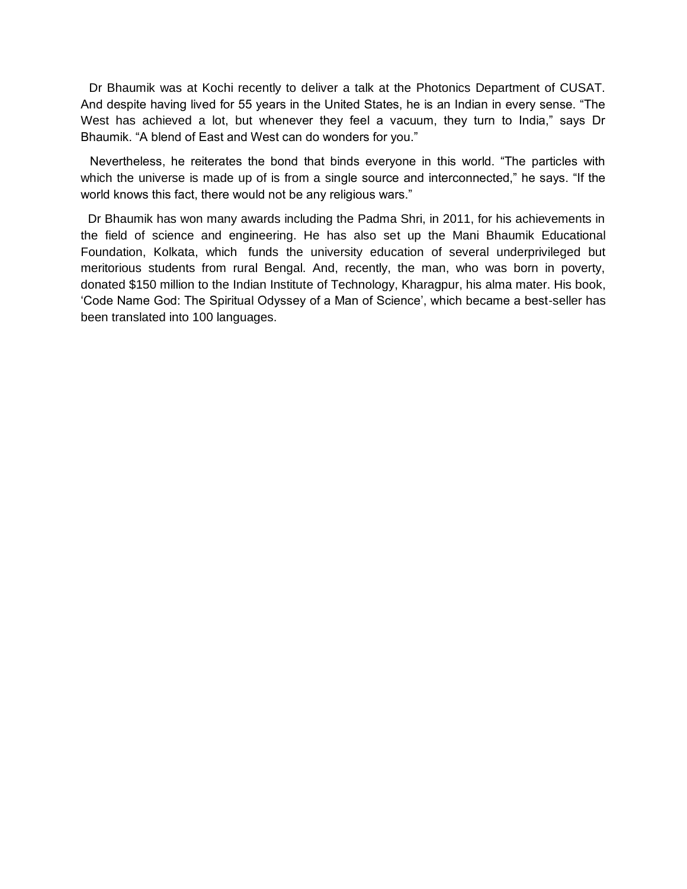Dr Bhaumik was at Kochi recently to deliver a talk at the Photonics Department of CUSAT. And despite having lived for 55 years in the United States, he is an Indian in every sense. “The West has achieved a lot, but whenever they feel a vacuum, they turn to India,” says Dr Bhaumik. “A blend of East and West can do wonders for you.”

Nevertheless, he reiterates the bond that binds everyone in this world. “The particles with which the universe is made up of is from a single source and interconnected,” he says. “If the world knows this fact, there would not be any religious wars.”

Dr Bhaumik has won many awards including the Padma Shri, in 2011, for his achievements in the field of science and engineering. He has also set up the Mani Bhaumik Educational Foundation, Kolkata, which funds the university education of several underprivileged but meritorious students from rural Bengal. And, recently, the man, who was born in poverty, donated $150 million to the Indian Institute of Technology, Kharagpur, his alma mater. His book, ‘Code Name God: The Spiritual Odyssey of a Man of Science’, which became a best-seller has been translated into 100 languages.